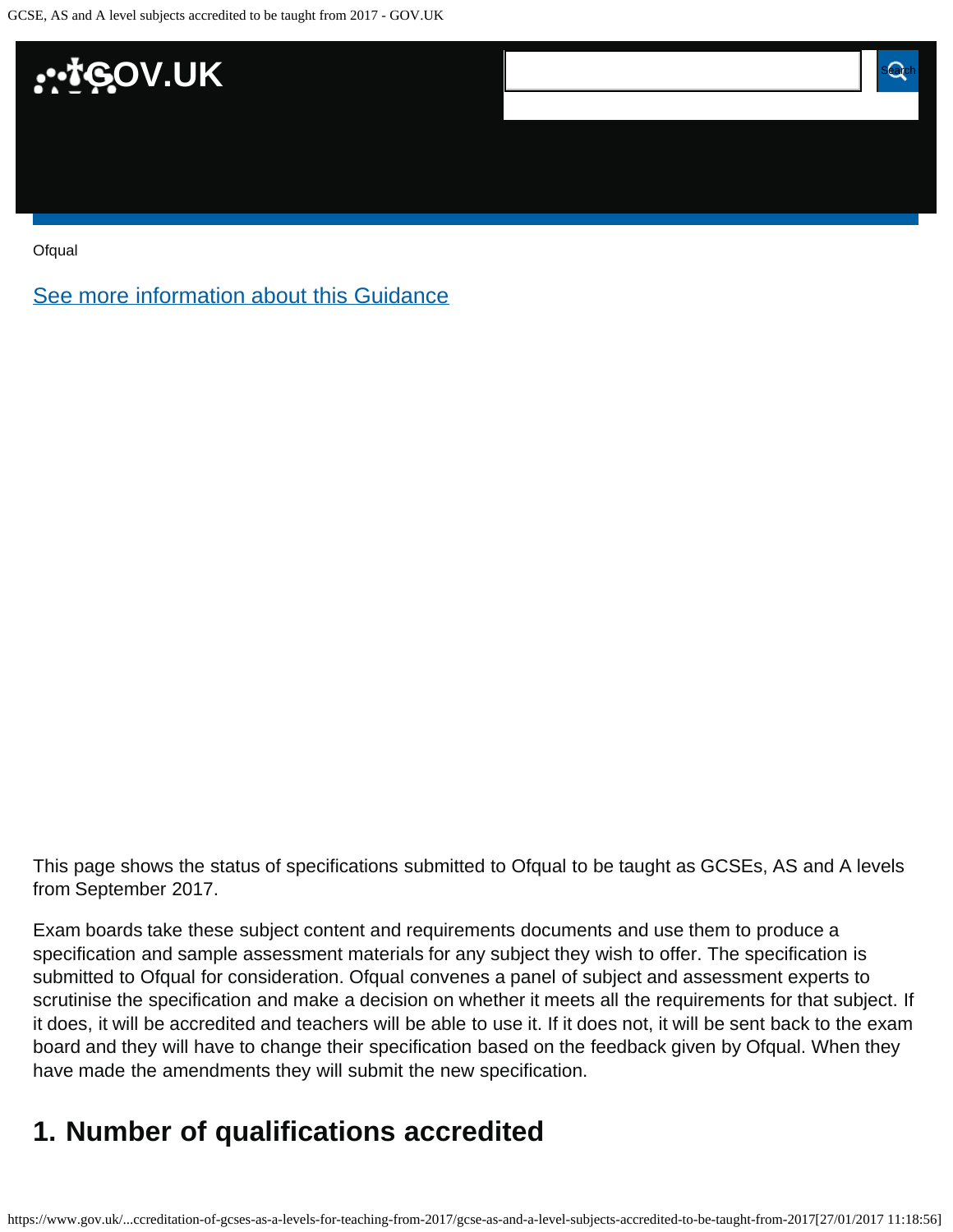Ofqual

[See more information about this Guidance]

This page shows the status of specifications submitted to Ofqual to be taught as GCSEs, AS and A levels from September 2017.

Exam boards take these subject content and requirements documents and use them to produce a specification and sample assessment materials for any subject they wish to offer. The specification is submitted to Ofqual for consideration. Ofqual convenes a panel of subject and assessment experts to scrutinise the specification and make a decision on whether it meets all the requirements for that subject. If it does, it will be accredited and teachers will be able to use it. If it does not, it will be sent back to the exam board and they will have to change their specification based on the feedback given by Ofqual. When they have made the amendments they will submit the new specification.

## 1. Number of qualifications accredited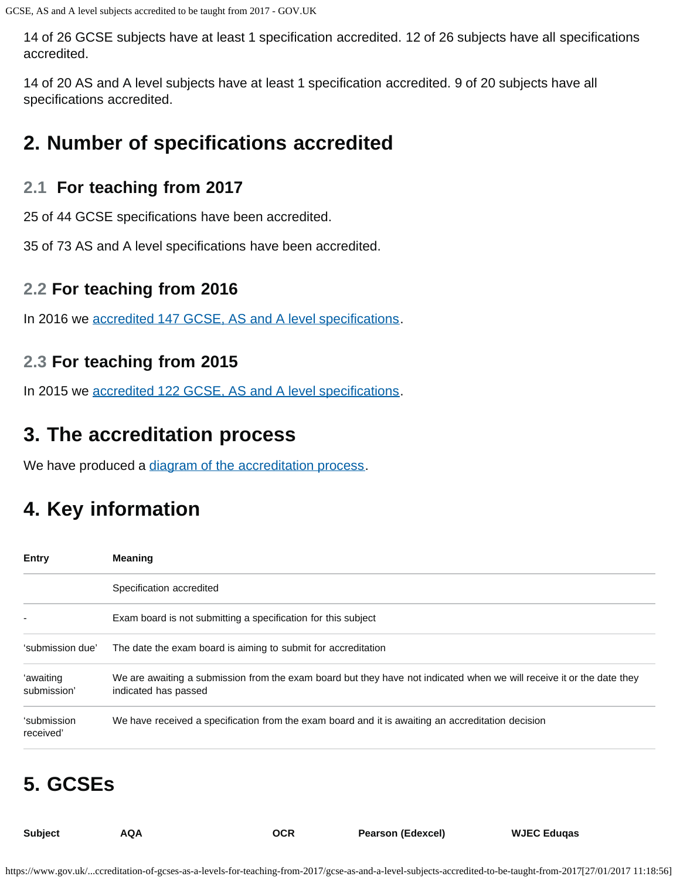14 of 26 GCSE subjects have at least 1 specification accredited. 12 of 26 subjects have all specifications accredited.

14 of 20 AS and A level subjects have at least 1 specification accredited. 9 of 20 subjects have all specifications accredited.

## 2. Number of specifications accredited

### 2.1 For teaching from 2017

25 of 44 GCSE specifications have been accredited.

35 of 73 AS and A level specifications have been accredited.

### 2.2 For teaching from 2016

In 2016 we accredited 147 GCSE, AS and A level specifications.

### 2.3 For teaching from 2015

In 2015 we accredited 122 GCSE, AS and A level specifications.

## 3. The accreditation process

We have produced a diagram of the accreditation process.

## 4. Key information

| Entry | Meaning |
|---|---|
| | Specification accredited |
| - | Exam board is not submitting a specification for this subject |
| 'submission due' | The date the exam board is aiming to submit for accreditation |
| 'awaiting submission' | We are awaiting a submission from the exam board but they have not indicated when we will receive it or the date they indicated has passed |
| 'submission received' | We have received a specification from the exam board and it is awaiting an accreditation decision |

## 5. GCSEs

| Subject | AQA | OCR | Pearson (Edexcel) | WJEC Eduqas |
|---|---|---|---|---|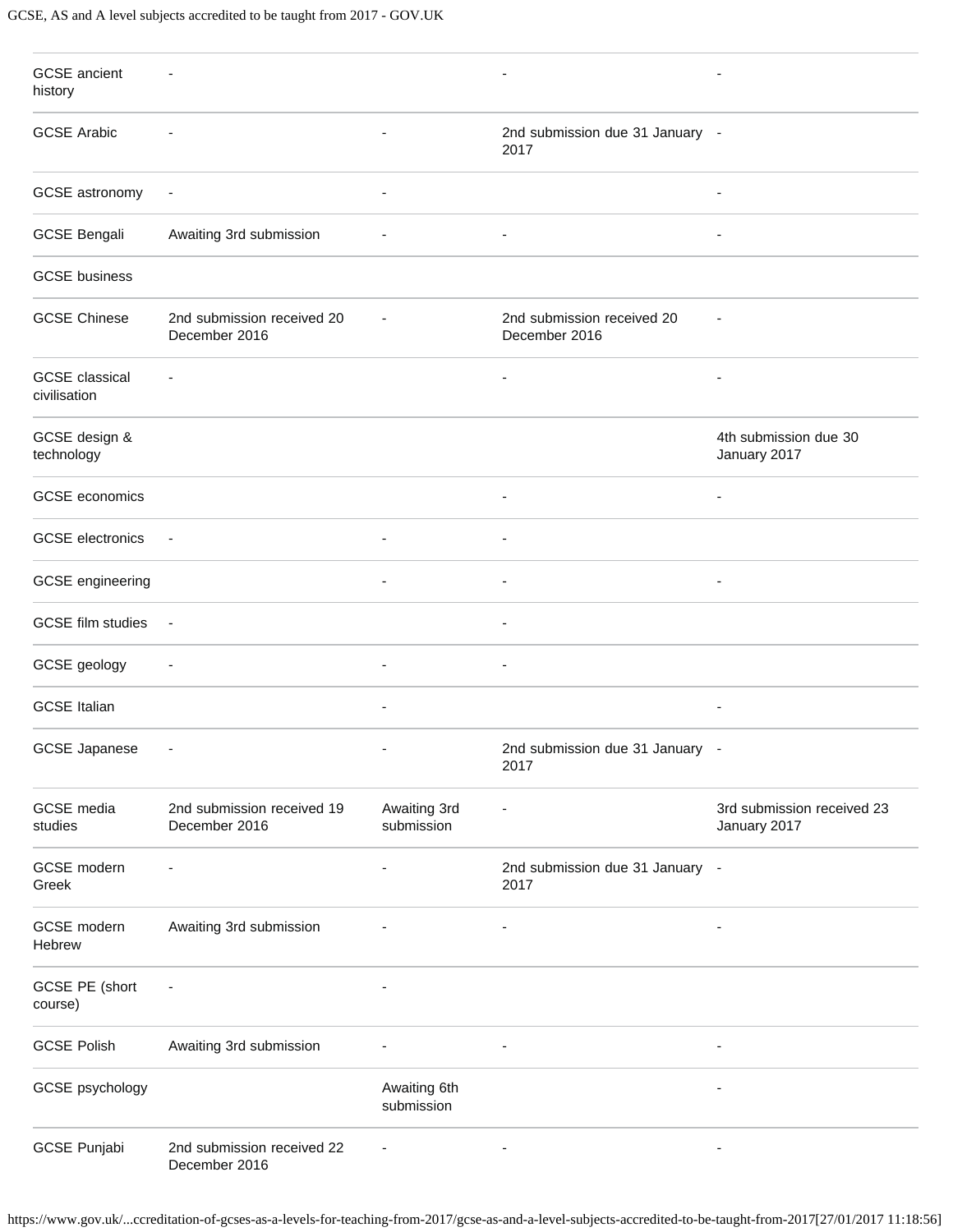| | | | | |
|---|---|---|---|---|
| GCSE ancient history | - | | - | - |
| GCSE Arabic | - | - | 2nd submission due 31 January 2017 | - |
| GCSE astronomy | - | - | | - |
| GCSE Bengali | Awaiting 3rd submission | - | - | - |
| GCSE business | | | | |
| GCSE Chinese | 2nd submission received 20 December 2016 | - | 2nd submission received 20 December 2016 | - |
| GCSE classical civilisation | - | | - | - |
| GCSE design & technology | | | | 4th submission due 30 January 2017 |
| GCSE economics | | | - | - |
| GCSE electronics | - | - | - | |
| GCSE engineering | | - | - | - |
| GCSE film studies | - | | - | |
| GCSE geology | - | - | - | |
| GCSE Italian | | - | | - |
| GCSE Japanese | - | - | 2nd submission due 31 January 2017 | - |
| GCSE media studies | 2nd submission received 19 December 2016 | Awaiting 3rd submission | - | 3rd submission received 23 January 2017 |
| GCSE modern Greek | - | - | 2nd submission due 31 January 2017 | - |
| GCSE modern Hebrew | Awaiting 3rd submission | - | - | - |
| GCSE PE (short course) | - | - | | |
| GCSE Polish | Awaiting 3rd submission | - | - | - |
| GCSE psychology | | Awaiting 6th submission | | - |
| GCSE Punjabi | 2nd submission received 22 December 2016 | - | - | - |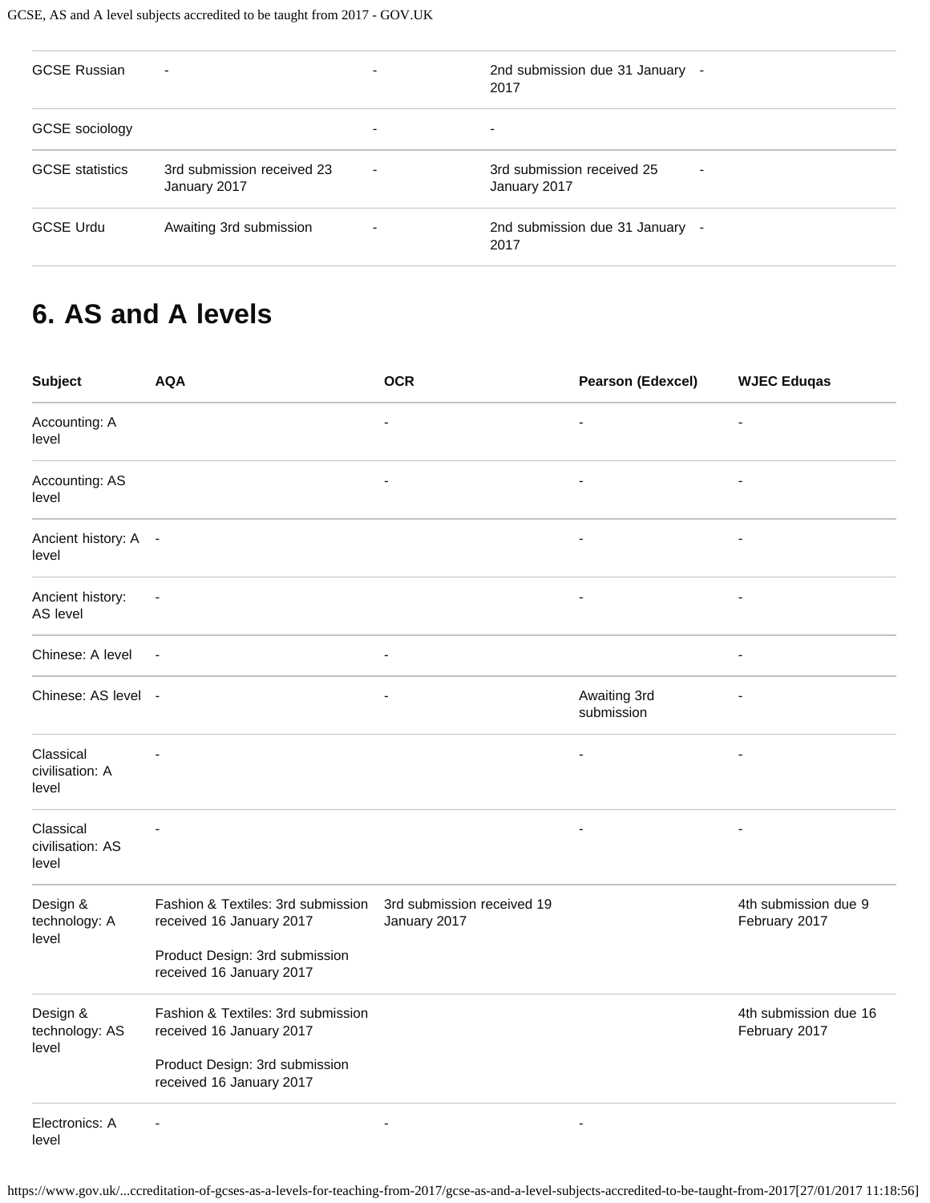| GCSE Russian | - | - | 2nd submission due 31 January 2017 | - |
|---|---|---|---|---|
| GCSE sociology | | - | - | |
| GCSE statistics | 3rd submission received 23 January 2017 | - | 3rd submission received 25 January 2017 | - |
| GCSE Urdu | Awaiting 3rd submission | - | 2nd submission due 31 January 2017 | - |

## 6. AS and A levels

| Subject | AQA | OCR | Pearson (Edexcel) | WJEC Eduqas |
|---|---|---|---|---|
| Accounting: A level | | - | - | - |
| Accounting: AS level | | - | - | - |
| Ancient history: A level | - | | - | - |
| Ancient history: AS level | - | | - | - |
| Chinese: A level | - | - | | - |
| Chinese: AS level | - | - | Awaiting 3rd submission | - |
| Classical civilisation: A level | - | | - | - |
| Classical civilisation: AS level | - | | - | - |
| Design & technology: A level | Fashion & Textiles: 3rd submission received 16 January 2017<br><br>Product Design: 3rd submission received 16 January 2017 | 3rd submission received 19 January 2017 | | 4th submission due 9 February 2017 |
| Design & technology: AS level | Fashion & Textiles: 3rd submission received 16 January 2017<br><br>Product Design: 3rd submission received 16 January 2017 | | | 4th submission due 16 February 2017 |
| Electronics: A level | - | - | - | |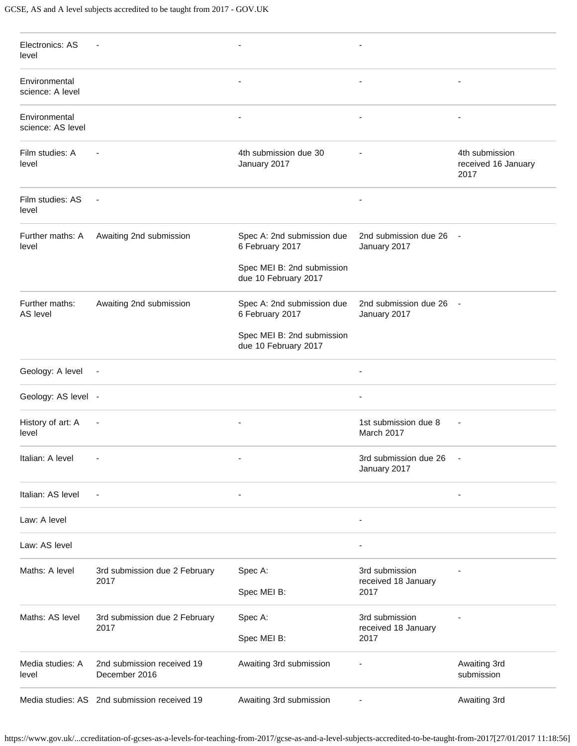| | | | | |
|---|---|---|---|---|
| Electronics: AS level | - | - | - | |
| Environmental science: A level | | - | - | - |
| Environmental science: AS level | | - | - | - |
| Film studies: A level | - | 4th submission due 30 January 2017 | - | 4th submission received 16 January 2017 |
| Film studies: AS level | - | | - | |
| Further maths: A level | Awaiting 2nd submission | Spec A: 2nd submission due 6 February 2017<br><br>Spec MEI B: 2nd submission due 10 February 2017 | 2nd submission due 26 January 2017 | - |
| Further maths: AS level | Awaiting 2nd submission | Spec A: 2nd submission due 6 February 2017<br><br>Spec MEI B: 2nd submission due 10 February 2017 | 2nd submission due 26 January 2017 | - |
| Geology: A level | - | | - | |
| Geology: AS level | - | | - | |
| History of art: A level | - | - | 1st submission due 8 March 2017 | - |
| Italian: A level | - | - | 3rd submission due 26 January 2017 | - |
| Italian: AS level | - | - | | - |
| Law: A level | | | - | |
| Law: AS level | | | - | |
| Maths: A level | 3rd submission due 2 February 2017 | Spec A:<br><br>Spec MEI B: | 3rd submission received 18 January 2017 | - |
| Maths: AS level | 3rd submission due 2 February 2017 | Spec A:<br><br>Spec MEI B: | 3rd submission received 18 January 2017 | - |
| Media studies: A level | 2nd submission received 19 December 2016 | Awaiting 3rd submission | - | Awaiting 3rd submission |
| Media studies: AS | 2nd submission received 19 | Awaiting 3rd submission | - | Awaiting 3rd |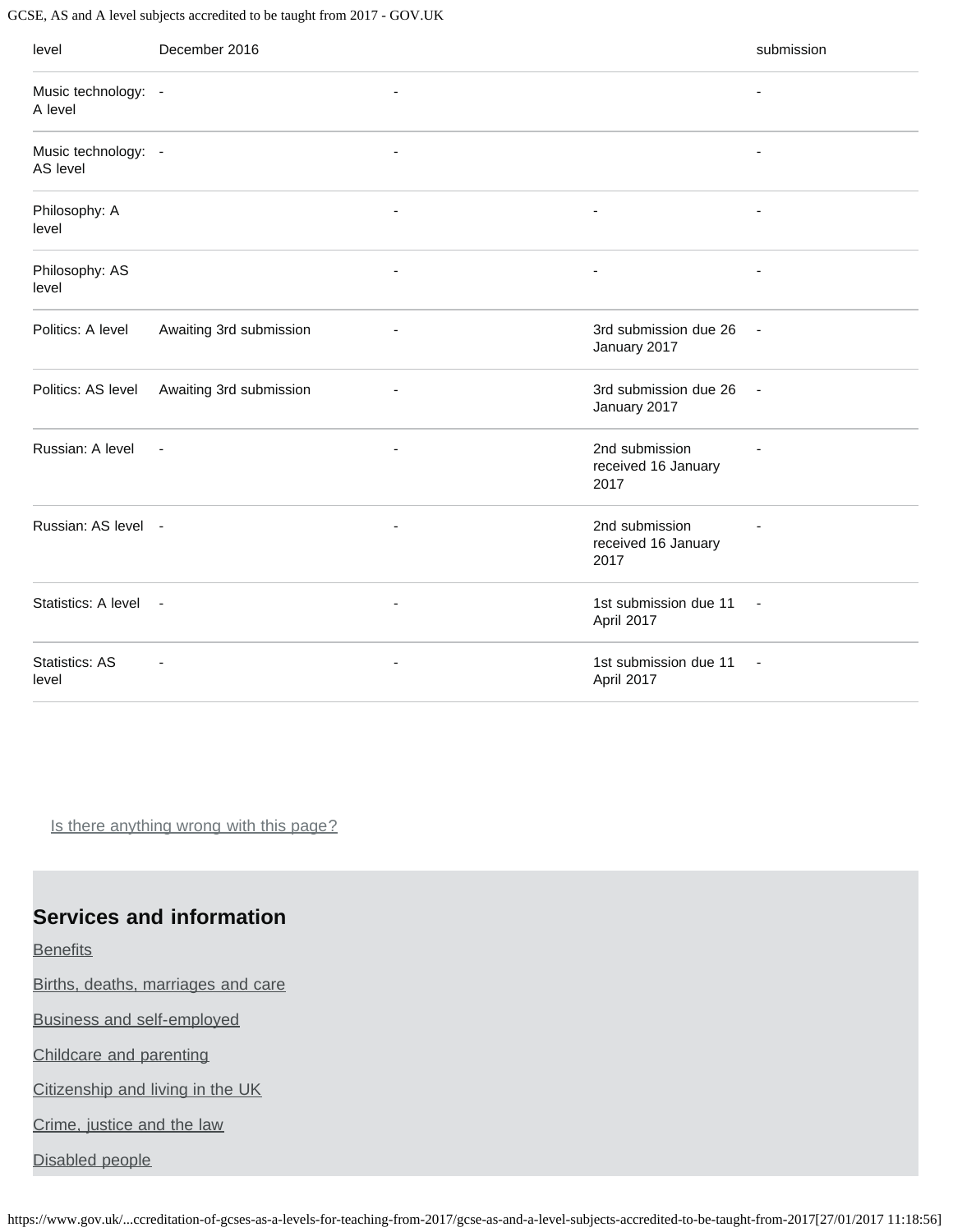| level | December 2016 | | | submission |
|---|---|---|---|---|
| Music technology: A level | - | - | | - |
| Music technology: AS level | - | - | | - |
| Philosophy: A level | | - | - | - |
| Philosophy: AS level | | - | - | - |
| Politics: A level | Awaiting 3rd submission | - | 3rd submission due 26 January 2017 | - |
| Politics: AS level | Awaiting 3rd submission | - | 3rd submission due 26 January 2017 | - |
| Russian: A level | - | - | 2nd submission received 16 January 2017 | - |
| Russian: AS level | - | - | 2nd submission received 16 January 2017 | - |
| Statistics: A level | - | - | 1st submission due 11 April 2017 | - |
| Statistics: AS level | - | - | 1st submission due 11 April 2017 | - |

Is there anything wrong with this page?

## Services and information

- Benefits
- Births, deaths, marriages and care
- Business and self-employed
- Childcare and parenting
- Citizenship and living in the UK
- Crime, justice and the law
- Disabled people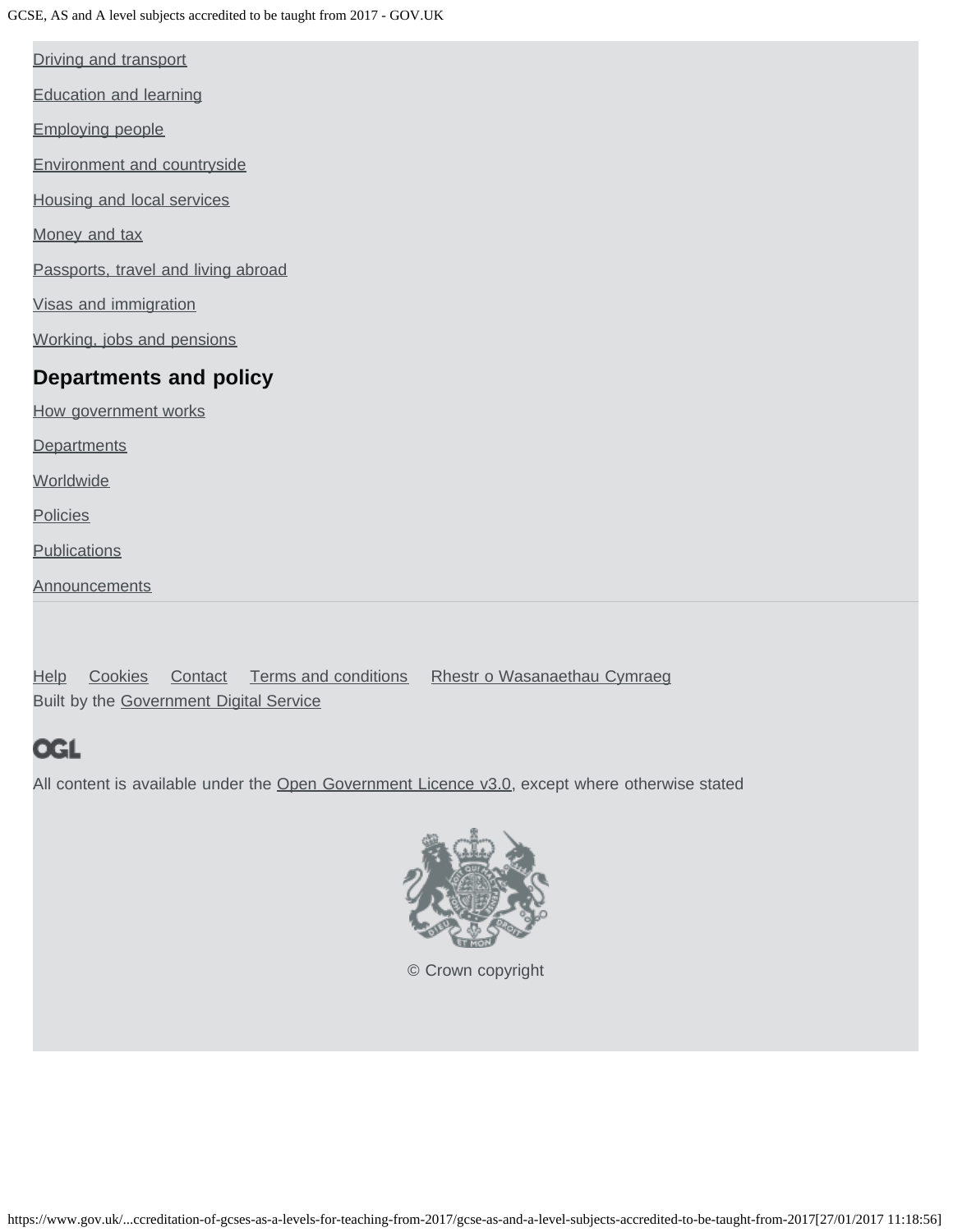Driving and transport

Education and learning

Employing people

Environment and countryside

Housing and local services

Money and tax

Passports, travel and living abroad

Visas and immigration

Working, jobs and pensions

## Departments and policy

How government works

Departments

Worldwide

Policies

Publications

Announcements

Help Cookies Contact Terms and conditions Rhestr o Wasanaethau Cymraeg

Built by the Government Digital Service

OGL

All content is available under the Open Government Licence v3.0, except where otherwise stated

© Crown copyright